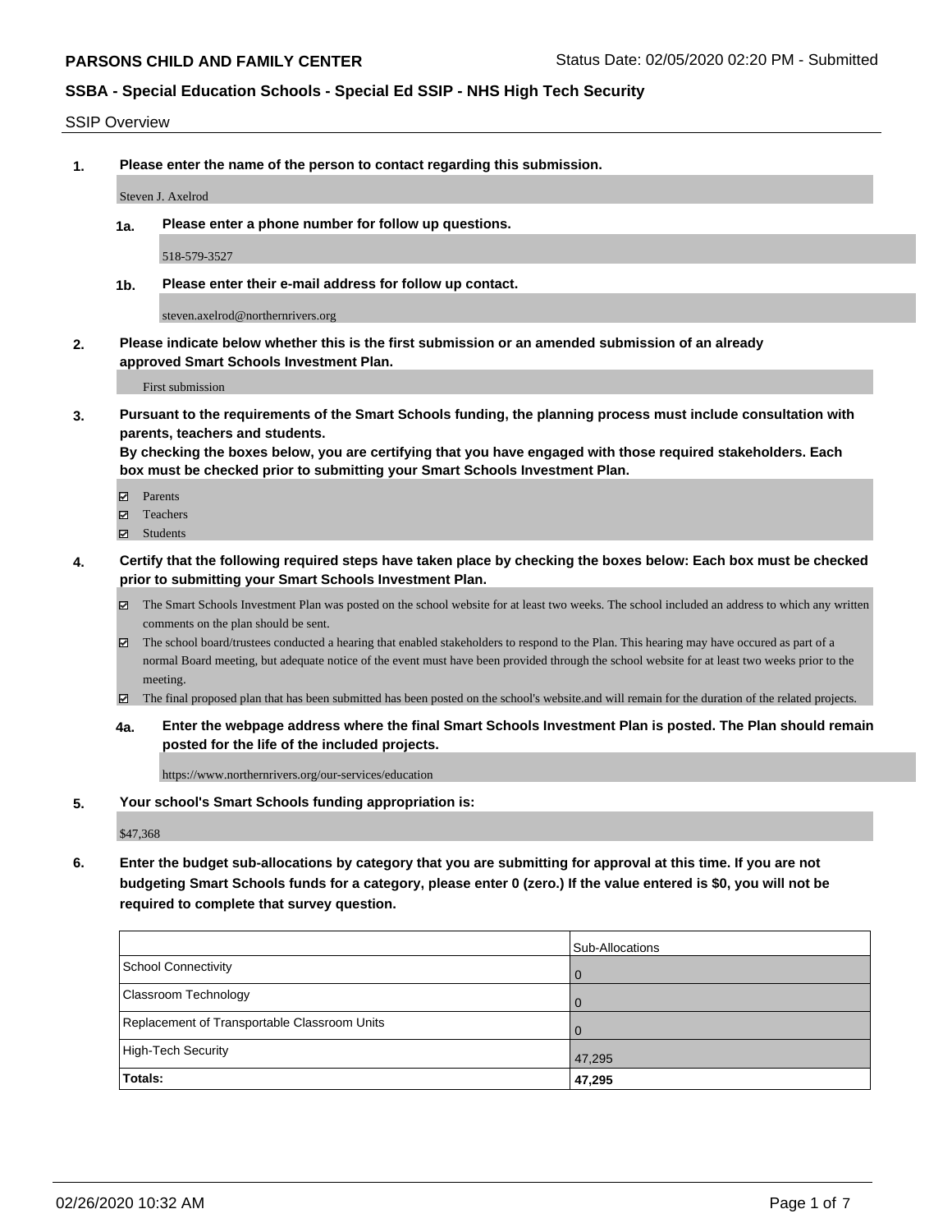**PARSONS CHILD AND FAMILY CENTER** Status Date: 02/05/2020 02:20 PM - Submitted

**SSBA - Special Education Schools - Special Ed SSIP - NHS High Tech Security**

SSIP Overview

**1. Please enter the name of the person to contact regarding this submission.**

Steven J. Axelrod

**1a. Please enter a phone number for follow up questions.**

518-579-3527

**1b. Please enter their e-mail address for follow up contact.**

steven.axelrod@northernrivers.org

**2. Please indicate below whether this is the first submission or an amended submission of an already approved Smart Schools Investment Plan.**

First submission

**3. Pursuant to the requirements of the Smart Schools funding, the planning process must include consultation with parents, teachers and students.**
**By checking the boxes below, you are certifying that you have engaged with those required stakeholders. Each box must be checked prior to submitting your Smart Schools Investment Plan.**

- ☑ Parents
- ☑ Teachers
- ☑ Students

**4. Certify that the following required steps have taken place by checking the boxes below: Each box must be checked prior to submitting your Smart Schools Investment Plan.**

- ☑ The Smart Schools Investment Plan was posted on the school website for at least two weeks. The school included an address to which any written comments on the plan should be sent.
- ☑ The school board/trustees conducted a hearing that enabled stakeholders to respond to the Plan. This hearing may have occured as part of a normal Board meeting, but adequate notice of the event must have been provided through the school website for at least two weeks prior to the meeting.
- ☑ The final proposed plan that has been submitted has been posted on the school's website.and will remain for the duration of the related projects.

**4a. Enter the webpage address where the final Smart Schools Investment Plan is posted. The Plan should remain posted for the life of the included projects.**

https://www.northernrivers.org/our-services/education

**5. Your school's Smart Schools funding appropriation is:**

$47,368

**6. Enter the budget sub-allocations by category that you are submitting for approval at this time. If you are not budgeting Smart Schools funds for a category, please enter 0 (zero.) If the value entered is $0, you will not be required to complete that survey question.**

| | Sub-Allocations |
|---|---|
| School Connectivity | 0 |
| Classroom Technology | 0 |
| Replacement of Transportable Classroom Units | 0 |
| High-Tech Security | 47,295 |
| **Totals:** | **47,295** |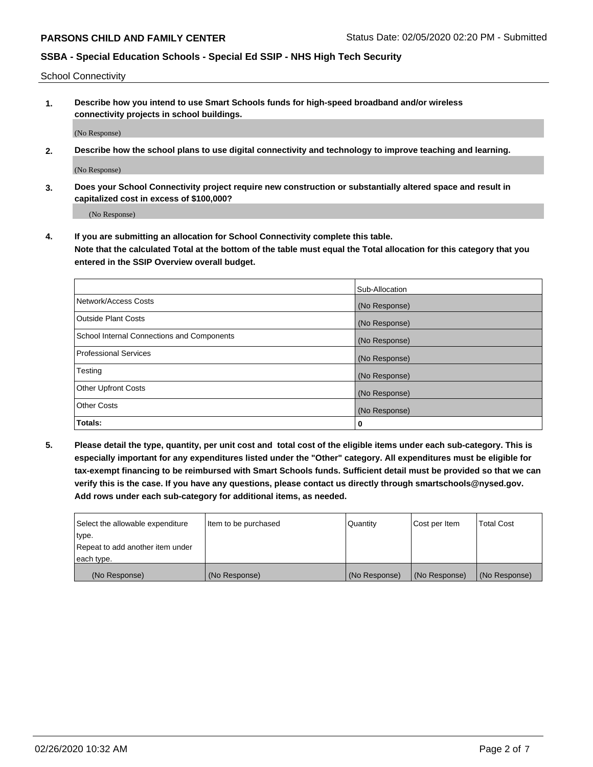School Connectivity

1. **Describe how you intend to use Smart Schools funds for high-speed broadband and/or wireless connectivity projects in school buildings.**

(No Response)

2. **Describe how the school plans to use digital connectivity and technology to improve teaching and learning.**

(No Response)

3. **Does your School Connectivity project require new construction or substantially altered space and result in capitalized cost in excess of $100,000?**

(No Response)

4. **If you are submitting an allocation for School Connectivity complete this table. Note that the calculated Total at the bottom of the table must equal the Total allocation for this category that you entered in the SSIP Overview overall budget.**

| | Sub-Allocation |
|---|---|
| Network/Access Costs | (No Response) |
| Outside Plant Costs | (No Response) |
| School Internal Connections and Components | (No Response) |
| Professional Services | (No Response) |
| Testing | (No Response) |
| Other Upfront Costs | (No Response) |
| Other Costs | (No Response) |
| **Totals:** | 0 |

5. **Please detail the type, quantity, per unit cost and total cost of the eligible items under each sub-category. This is especially important for any expenditures listed under the "Other" category. All expenditures must be eligible for tax-exempt financing to be reimbursed with Smart Schools funds. Sufficient detail must be provided so that we can verify this is the case. If you have any questions, please contact us directly through smartschools@nysed.gov. Add rows under each sub-category for additional items, as needed.**

| Select the allowable expenditure type. Repeat to add another item under each type. | Item to be purchased | Quantity | Cost per Item | Total Cost |
|---|---|---|---|---|
| (No Response) | (No Response) | (No Response) | (No Response) | (No Response) |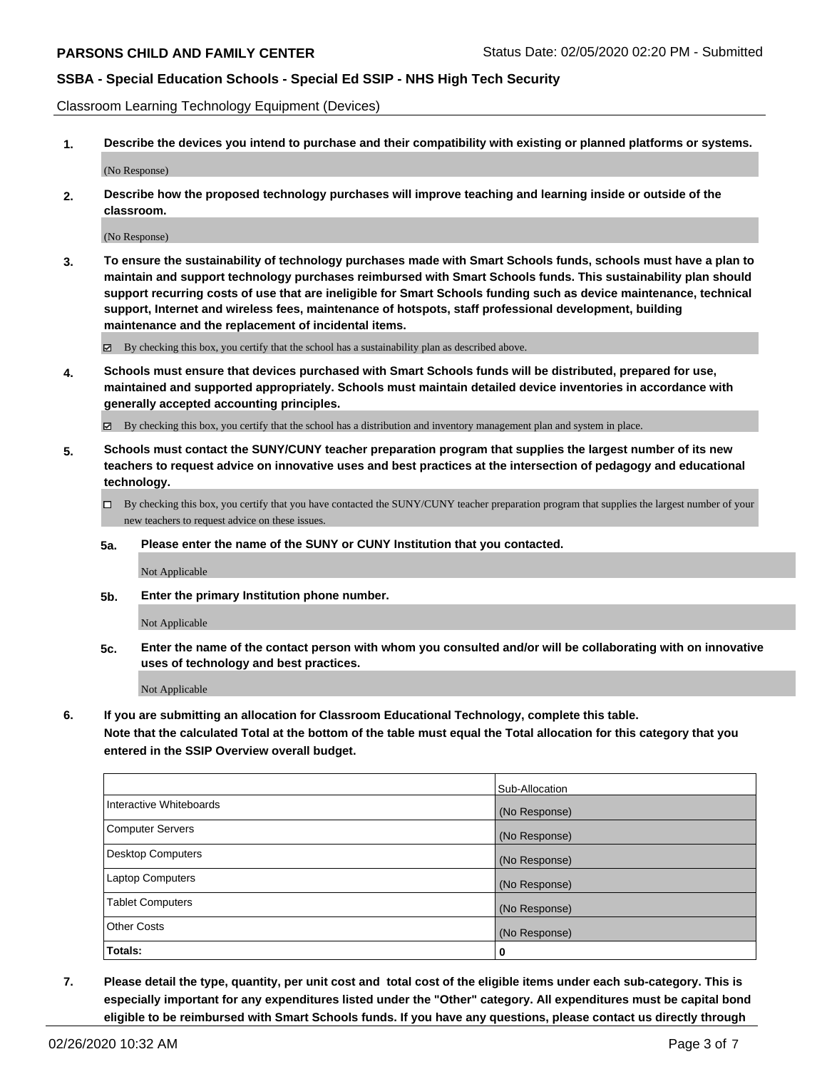Classroom Learning Technology Equipment (Devices)

**1. Describe the devices you intend to purchase and their compatibility with existing or planned platforms or systems.**

(No Response)

**2. Describe how the proposed technology purchases will improve teaching and learning inside or outside of the classroom.**

(No Response)

**3. To ensure the sustainability of technology purchases made with Smart Schools funds, schools must have a plan to maintain and support technology purchases reimbursed with Smart Schools funds. This sustainability plan should support recurring costs of use that are ineligible for Smart Schools funding such as device maintenance, technical support, Internet and wireless fees, maintenance of hotspots, staff professional development, building maintenance and the replacement of incidental items.**

☑ By checking this box, you certify that the school has a sustainability plan as described above.

**4. Schools must ensure that devices purchased with Smart Schools funds will be distributed, prepared for use, maintained and supported appropriately. Schools must maintain detailed device inventories in accordance with generally accepted accounting principles.**

☑ By checking this box, you certify that the school has a distribution and inventory management plan and system in place.

**5. Schools must contact the SUNY/CUNY teacher preparation program that supplies the largest number of its new teachers to request advice on innovative uses and best practices at the intersection of pedagogy and educational technology.**

☐ By checking this box, you certify that you have contacted the SUNY/CUNY teacher preparation program that supplies the largest number of your new teachers to request advice on these issues.

**5a. Please enter the name of the SUNY or CUNY Institution that you contacted.**

Not Applicable

**5b. Enter the primary Institution phone number.**

Not Applicable

**5c. Enter the name of the contact person with whom you consulted and/or will be collaborating with on innovative uses of technology and best practices.**

Not Applicable

**6. If you are submitting an allocation for Classroom Educational Technology, complete this table. Note that the calculated Total at the bottom of the table must equal the Total allocation for this category that you entered in the SSIP Overview overall budget.**

| | Sub-Allocation |
|---|---|
| Interactive Whiteboards | (No Response) |
| Computer Servers | (No Response) |
| Desktop Computers | (No Response) |
| Laptop Computers | (No Response) |
| Tablet Computers | (No Response) |
| Other Costs | (No Response) |
| **Totals:** | **0** |

**7. Please detail the type, quantity, per unit cost and total cost of the eligible items under each sub-category. This is especially important for any expenditures listed under the "Other" category. All expenditures must be capital bond eligible to be reimbursed with Smart Schools funds. If you have any questions, please contact us directly through**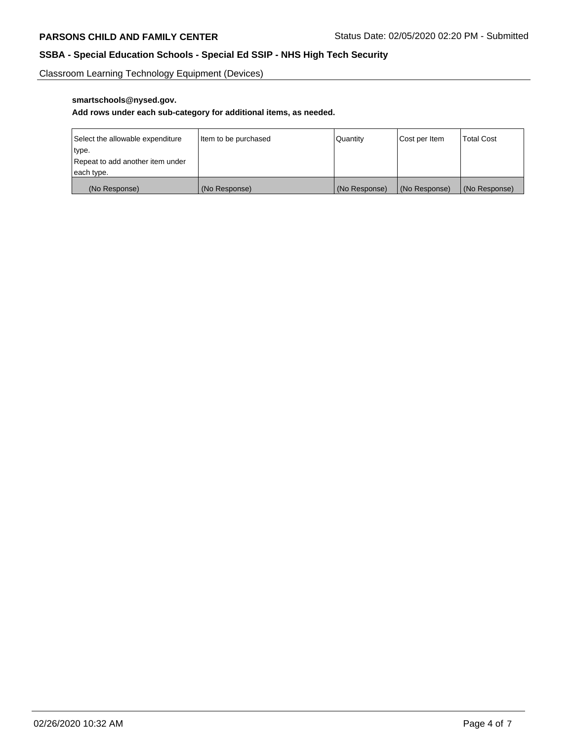Classroom Learning Technology Equipment (Devices)

**smartschools@nysed.gov.**

**Add rows under each sub-category for additional items, as needed.**

| Select the allowable expenditure type. Repeat to add another item under each type. | Item to be purchased | Quantity | Cost per Item | Total Cost |
|---|---|---|---|---|
| (No Response) | (No Response) | (No Response) | (No Response) | (No Response) |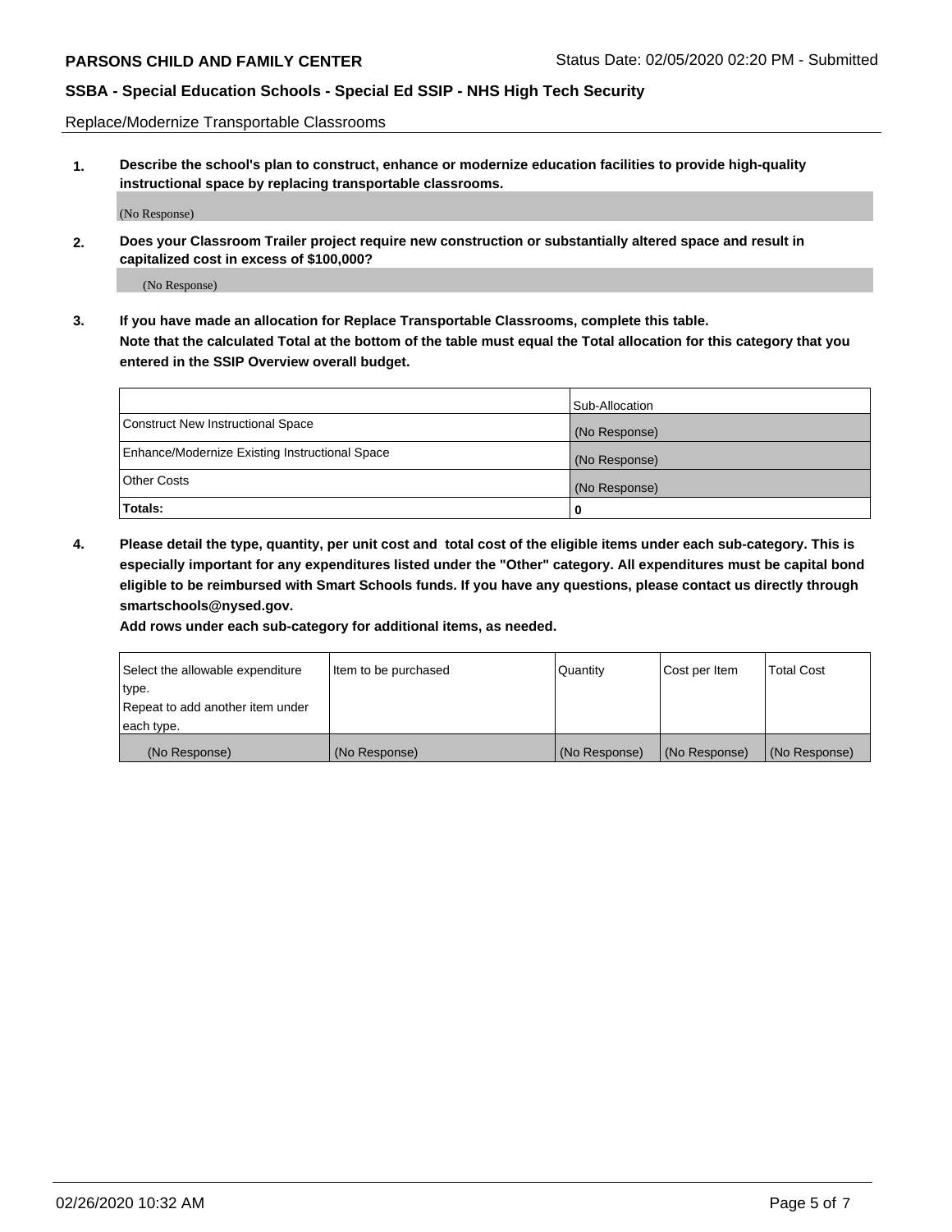Replace/Modernize Transportable Classrooms

**1. Describe the school's plan to construct, enhance or modernize education facilities to provide high-quality instructional space by replacing transportable classrooms.**

(No Response)

**2. Does your Classroom Trailer project require new construction or substantially altered space and result in capitalized cost in excess of $100,000?**

(No Response)

**3. If you have made an allocation for Replace Transportable Classrooms, complete this table. Note that the calculated Total at the bottom of the table must equal the Total allocation for this category that you entered in the SSIP Overview overall budget.**

| | Sub-Allocation |
|---|---|
| Construct New Instructional Space | (No Response) |
| Enhance/Modernize Existing Instructional Space | (No Response) |
| Other Costs | (No Response) |
| **Totals:** | **0** |

**4. Please detail the type, quantity, per unit cost and total cost of the eligible items under each sub-category. This is especially important for any expenditures listed under the "Other" category. All expenditures must be capital bond eligible to be reimbursed with Smart Schools funds. If you have any questions, please contact us directly through smartschools@nysed.gov.**

**Add rows under each sub-category for additional items, as needed.**

| Select the allowable expenditure type. Repeat to add another item under each type. | Item to be purchased | Quantity | Cost per Item | Total Cost |
|---|---|---|---|---|
| (No Response) | (No Response) | (No Response) | (No Response) | (No Response) |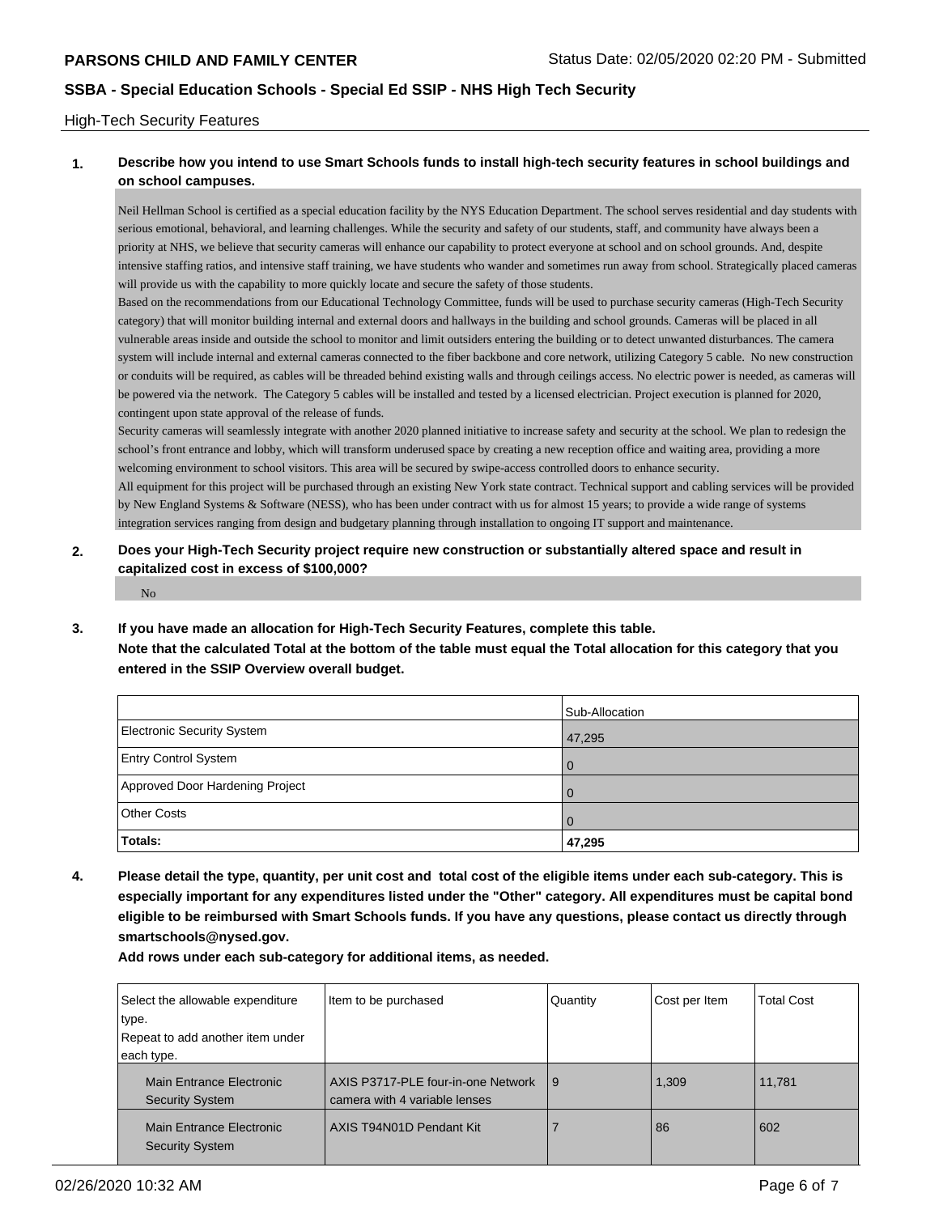## High-Tech Security Features

**1. Describe how you intend to use Smart Schools funds to install high-tech security features in school buildings and on school campuses.**

Neil Hellman School is certified as a special education facility by the NYS Education Department. The school serves residential and day students with serious emotional, behavioral, and learning challenges. While the security and safety of our students, staff, and community have always been a priority at NHS, we believe that security cameras will enhance our capability to protect everyone at school and on school grounds. And, despite intensive staffing ratios, and intensive staff training, we have students who wander and sometimes run away from school. Strategically placed cameras will provide us with the capability to more quickly locate and secure the safety of those students.

Based on the recommendations from our Educational Technology Committee, funds will be used to purchase security cameras (High-Tech Security category) that will monitor building internal and external doors and hallways in the building and school grounds. Cameras will be placed in all vulnerable areas inside and outside the school to monitor and limit outsiders entering the building or to detect unwanted disturbances. The camera system will include internal and external cameras connected to the fiber backbone and core network, utilizing Category 5 cable. No new construction or conduits will be required, as cables will be threaded behind existing walls and through ceilings access. No electric power is needed, as cameras will be powered via the network. The Category 5 cables will be installed and tested by a licensed electrician. Project execution is planned for 2020, contingent upon state approval of the release of funds.

Security cameras will seamlessly integrate with another 2020 planned initiative to increase safety and security at the school. We plan to redesign the school's front entrance and lobby, which will transform underused space by creating a new reception office and waiting area, providing a more welcoming environment to school visitors. This area will be secured by swipe-access controlled doors to enhance security.

All equipment for this project will be purchased through an existing New York state contract. Technical support and cabling services will be provided by New England Systems & Software (NESS), who has been under contract with us for almost 15 years; to provide a wide range of systems integration services ranging from design and budgetary planning through installation to ongoing IT support and maintenance.

**2. Does your High-Tech Security project require new construction or substantially altered space and result in capitalized cost in excess of $100,000?**

No

**3. If you have made an allocation for High-Tech Security Features, complete this table.**
**Note that the calculated Total at the bottom of the table must equal the Total allocation for this category that you entered in the SSIP Overview overall budget.**

| | Sub-Allocation |
|---|---|
| Electronic Security System | 47,295 |
| Entry Control System | 0 |
| Approved Door Hardening Project | 0 |
| Other Costs | 0 |
| **Totals:** | **47,295** |

**4. Please detail the type, quantity, per unit cost and total cost of the eligible items under each sub-category. This is especially important for any expenditures listed under the "Other" category. All expenditures must be capital bond eligible to be reimbursed with Smart Schools funds. If you have any questions, please contact us directly through smartschools@nysed.gov.**

**Add rows under each sub-category for additional items, as needed.**

| Select the allowable expenditure type. Repeat to add another item under each type. | Item to be purchased | Quantity | Cost per Item | Total Cost |
|---|---|---|---|---|
| Main Entrance Electronic Security System | AXIS P3717-PLE four-in-one Network camera with 4 variable lenses | 9 | 1,309 | 11,781 |
| Main Entrance Electronic Security System | AXIS T94N01D Pendant Kit | 7 | 86 | 602 |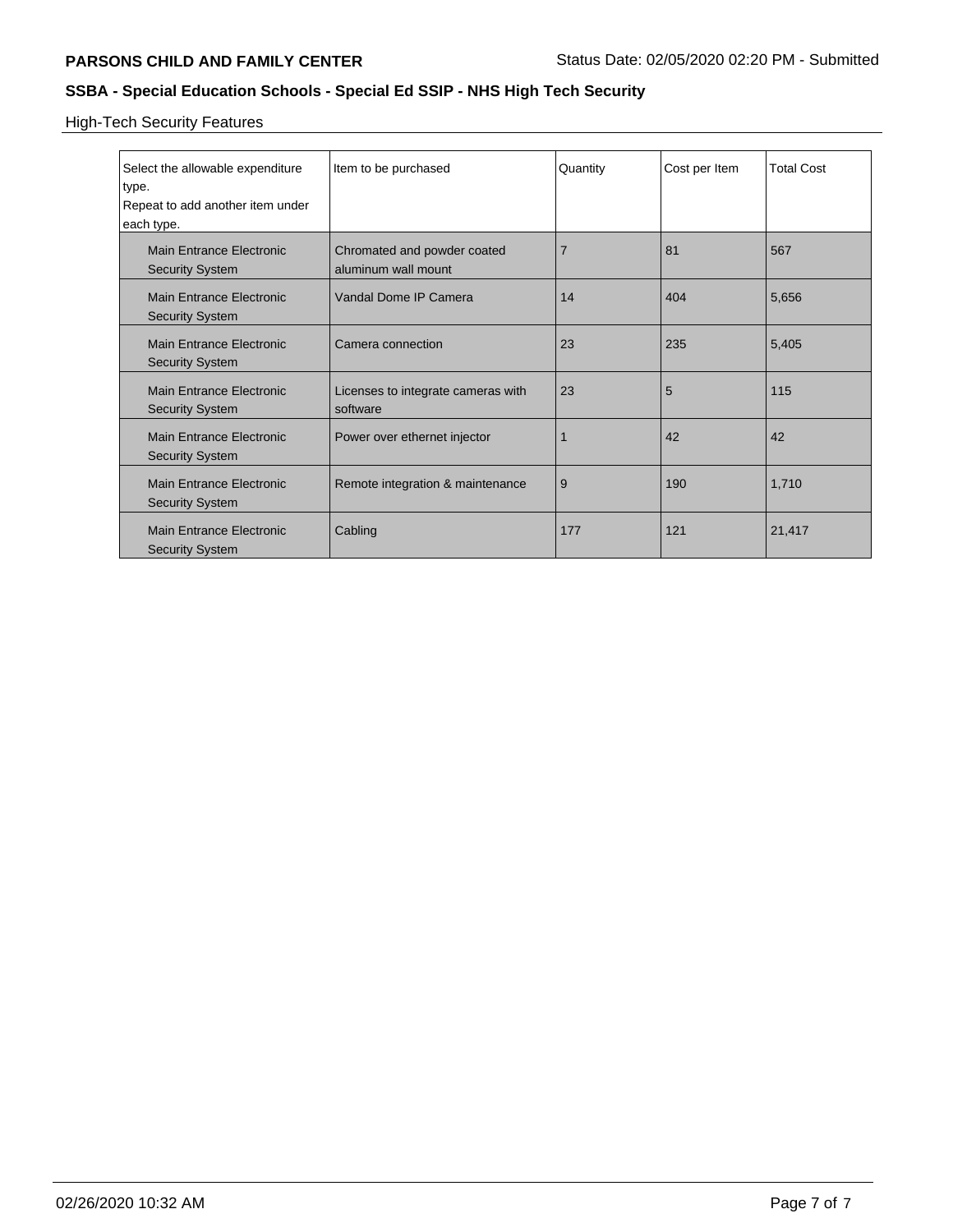## High-Tech Security Features

| Select the allowable expenditure type. Repeat to add another item under each type. | Item to be purchased | Quantity | Cost per Item | Total Cost |
|---|---|---|---|---|
| Main Entrance Electronic Security System | Chromated and powder coated aluminum wall mount | 7 | 81 | 567 |
| Main Entrance Electronic Security System | Vandal Dome IP Camera | 14 | 404 | 5,656 |
| Main Entrance Electronic Security System | Camera connection | 23 | 235 | 5,405 |
| Main Entrance Electronic Security System | Licenses to integrate cameras with software | 23 | 5 | 115 |
| Main Entrance Electronic Security System | Power over ethernet injector | 1 | 42 | 42 |
| Main Entrance Electronic Security System | Remote integration & maintenance | 9 | 190 | 1,710 |
| Main Entrance Electronic Security System | Cabling | 177 | 121 | 21,417 |